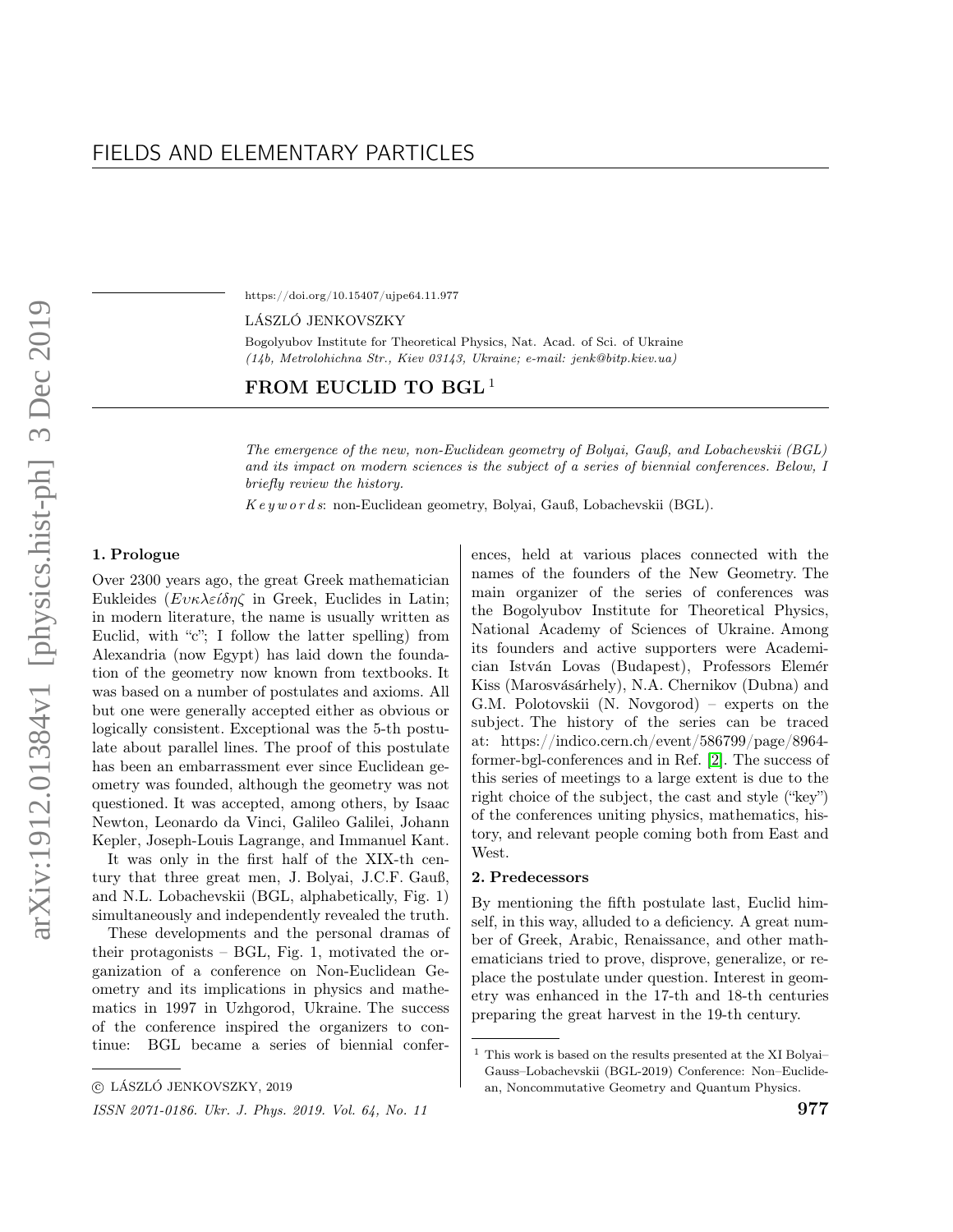https://doi.org/10.15407/ujpe64.11.977

LÁSZLÓ JENKOVSZKY

Bogolyubov Institute for Theoretical Physics, Nat. Acad. of Sci. of Ukraine
*(14b, Metrolohichna Str., Kiev 03143, Ukraine; e-mail: jenk@bitp.kiev.ua)*

# FROM EUCLID TO BGL [1]

*The emergence of the new, non-Euclidean geometry of Bolyai, Gauß, and Lobachevskii (BGL) and its impact on modern sciences is the subject of a series of biennial conferences. Below, I briefly review the history.*

*K e y w o r d s*: non-Euclidean geometry, Bolyai, Gauß, Lobachevskii (BGL).

## 1. Prologue

Over 2300 years ago, the great Greek mathematician Eukleides (*Ευκλείδης* in Greek, Euclides in Latin; in modern literature, the name is usually written as Euclid, with "c"; I follow the latter spelling) from Alexandria (now Egypt) has laid down the foundation of the geometry now known from textbooks. It was based on a number of postulates and axioms. All but one were generally accepted either as obvious or logically consistent. Exceptional was the 5-th postulate about parallel lines. The proof of this postulate has been an embarrassment ever since Euclidean geometry was founded, although the geometry was not questioned. It was accepted, among others, by Isaac Newton, Leonardo da Vinci, Galileo Galilei, Johann Kepler, Joseph-Louis Lagrange, and Immanuel Kant.

It was only in the first half of the XIX-th century that three great men, J. Bolyai, J.C.F. Gauß, and N.L. Lobachevskii (BGL, alphabetically, Fig. 1) simultaneously and independently revealed the truth.

These developments and the personal dramas of their protagonists – BGL, Fig. 1, motivated the organization of a conference on Non-Euclidean Geometry and its implications in physics and mathematics in 1997 in Uzhgorod, Ukraine. The success of the conference inspired the organizers to continue: BGL became a series of biennial conferences, held at various places connected with the names of the founders of the New Geometry. The main organizer of the series of conferences was the Bogolyubov Institute for Theoretical Physics, National Academy of Sciences of Ukraine. Among its founders and active supporters were Academician István Lovas (Budapest), Professors Elemér Kiss (Marosvásárhely), N.A. Chernikov (Dubna) and G.M. Polotovskii (N. Novgorod) – experts on the subject. The history of the series can be traced at: https://indico.cern.ch/event/586799/page/8964-former-bgl-conferences and in Ref. [2]. The success of this series of meetings to a large extent is due to the right choice of the subject, the cast and style ("key") of the conferences uniting physics, mathematics, history, and relevant people coming both from East and West.

## 2. Predecessors

By mentioning the fifth postulate last, Euclid himself, in this way, alluded to a deficiency. A great number of Greek, Arabic, Renaissance, and other mathematicians tried to prove, disprove, generalize, or replace the postulate under question. Interest in geometry was enhanced in the 17-th and 18-th centuries preparing the great harvest in the 19-th century.

[1] This work is based on the results presented at the XI Bolyai–Gauss–Lobachevskii (BGL-2019) Conference: Non–Euclidean, Noncommutative Geometry and Quantum Physics.

© LÁSZLÓ JENKOVSZKY, 2019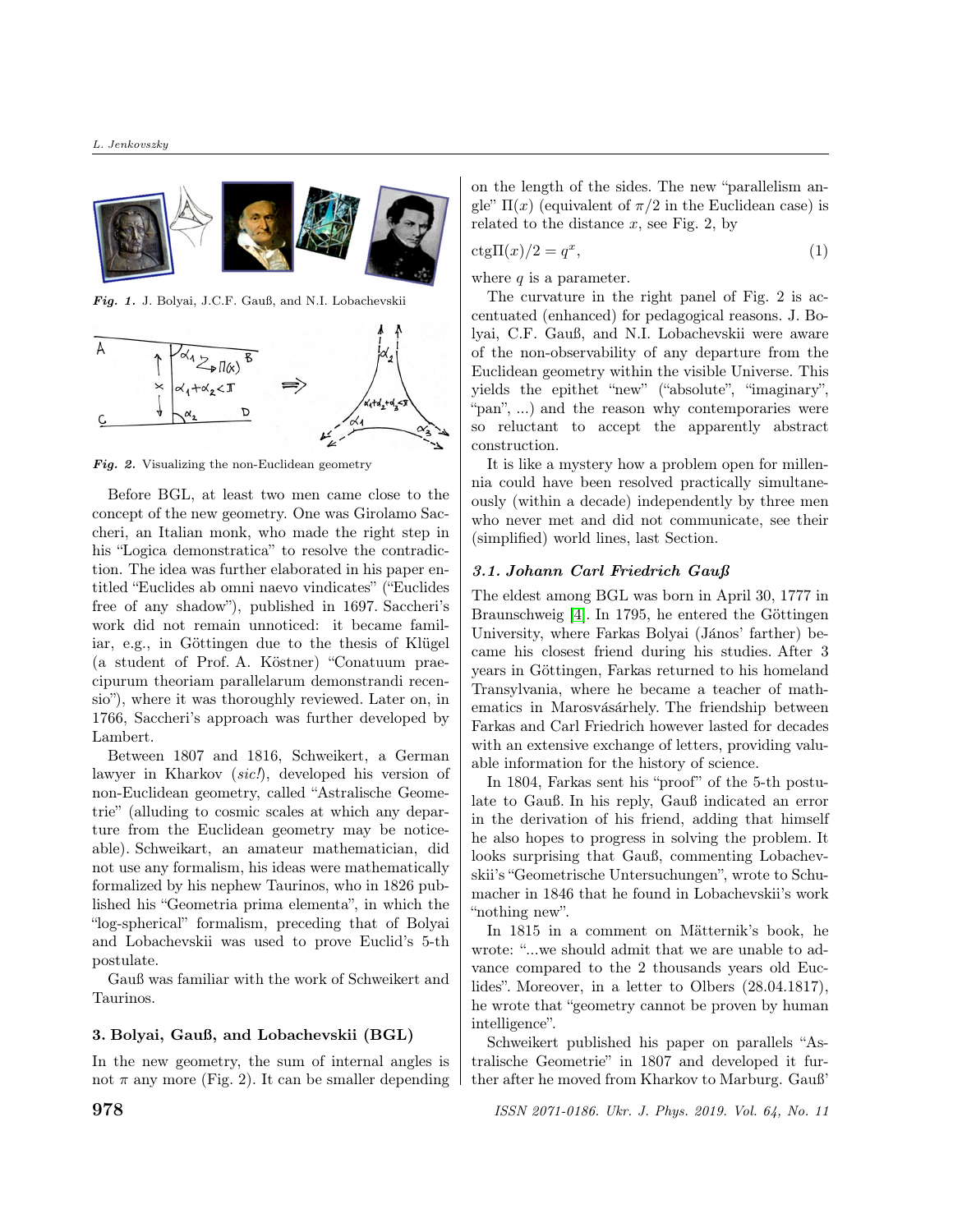*Fig. 1.* J. Bolyai, J.C.F. Gauß, and N.I. Lobachevskii

*Fig. 2.* Visualizing the non-Euclidean geometry

Before BGL, at least two men came close to the concept of the new geometry. One was Girolamo Saccheri, an Italian monk, who made the right step in his "Logica demonstratica" to resolve the contradiction. The idea was further elaborated in his paper entitled "Euclides ab omni naevo vindicates" ("Euclides free of any shadow"), published in 1697. Saccheri's work did not remain unnoticed: it became familiar, e.g., in Göttingen due to the thesis of Klügel (a student of Prof. A. Köstner) "Conatuum praecipurum theoriam parallelarum demonstrandi recensio"), where it was thoroughly reviewed. Later on, in 1766, Saccheri's approach was further developed by Lambert.

Between 1807 and 1816, Schweikert, a German lawyer in Kharkov (*sic!*), developed his version of non-Euclidean geometry, called "Astralische Geometrie" (alluding to cosmic scales at which any departure from the Euclidean geometry may be noticeable). Schweikart, an amateur mathematician, did not use any formalism, his ideas were mathematically formalized by his nephew Taurinos, who in 1826 published his "Geometria prima elementa", in which the "log-spherical" formalism, preceding that of Bolyai and Lobachevskii was used to prove Euclid's 5-th postulate.

Gauß was familiar with the work of Schweikert and Taurinos.

## 3. Bolyai, Gauß, and Lobachevskii (BGL)

In the new geometry, the sum of internal angles is not $\pi$ any more (Fig. 2). It can be smaller depending on the length of the sides. The new "parallelism angle" $\Pi(x)$ (equivalent of $\pi/2$ in the Euclidean case) is related to the distance $x$, see Fig. 2, by

$$\text{ctg}\Pi(x)/2 = q^x, \tag{1}$$

where $q$ is a parameter.

The curvature in the right panel of Fig. 2 is accentuated (enhanced) for pedagogical reasons. J. Bolyai, C.F. Gauß, and N.I. Lobachevskii were aware of the non-observability of any departure from the Euclidean geometry within the visible Universe. This yields the epithet "new" ("absolute", "imaginary", "pan", ...) and the reason why contemporaries were so reluctant to accept the apparently abstract construction.

It is like a mystery how a problem open for millennia could have been resolved practically simultaneously (within a decade) independently by three men who never met and did not communicate, see their (simplified) world lines, last Section.

### 3.1. Johann Carl Friedrich Gauß

The eldest among BGL was born in April 30, 1777 in Braunschweig [4]. In 1795, he entered the Göttingen University, where Farkas Bolyai (János' farther) became his closest friend during his studies. After 3 years in Göttingen, Farkas returned to his homeland Transylvania, where he became a teacher of mathematics in Marosvásárhely. The friendship between Farkas and Carl Friedrich however lasted for decades with an extensive exchange of letters, providing valuable information for the history of science.

In 1804, Farkas sent his "proof" of the 5-th postulate to Gauß. In his reply, Gauß indicated an error in the derivation of his friend, adding that himself he also hopes to progress in solving the problem. It looks surprising that Gauß, commenting Lobachevskii's "Geometrische Untersuchungen", wrote to Schumacher in 1846 that he found in Lobachevskii's work "nothing new".

In 1815 in a comment on Mätternik's book, he wrote: "...we should admit that we are unable to advance compared to the 2 thousands years old Euclides". Moreover, in a letter to Olbers (28.04.1817), he wrote that "geometry cannot be proven by human intelligence".

Schweikert published his paper on parallels "Astralische Geometrie" in 1807 and developed it further after he moved from Kharkov to Marburg. Gauß'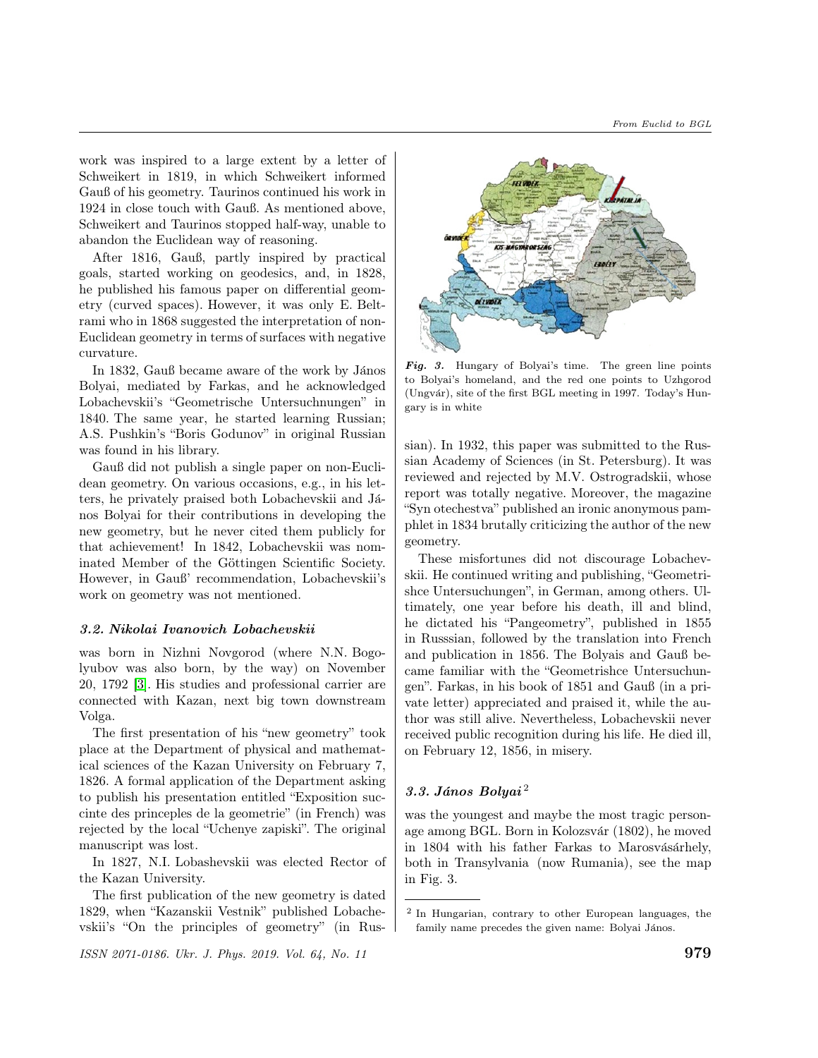work was inspired to a large extent by a letter of Schweikert in 1819, in which Schweikert informed Gauß of his geometry. Taurinos continued his work in 1924 in close touch with Gauß. As mentioned above, Schweikert and Taurinos stopped half-way, unable to abandon the Euclidean way of reasoning.

After 1816, Gauß, partly inspired by practical goals, started working on geodesics, and, in 1828, he published his famous paper on differential geometry (curved spaces). However, it was only E. Beltrami who in 1868 suggested the interpretation of non-Euclidean geometry in terms of surfaces with negative curvature.

In 1832, Gauß became aware of the work by János Bolyai, mediated by Farkas, and he acknowledged Lobachevskii's "Geometrische Untersuchnungen" in 1840. The same year, he started learning Russian; A.S. Pushkin's "Boris Godunov" in original Russian was found in his library.

Gauß did not publish a single paper on non-Euclidean geometry. On various occasions, e.g., in his letters, he privately praised both Lobachevskii and János Bolyai for their contributions in developing the new geometry, but he never cited them publicly for that achievement! In 1842, Lobachevskii was nominated Member of the Göttingen Scientific Society. However, in Gauß' recommendation, Lobachevskii's work on geometry was not mentioned.

### *3.2. Nikolai Ivanovich Lobachevskii*

was born in Nizhni Novgorod (where N.N. Bogolyubov was also born, by the way) on November 20, 1792 [3]. His studies and professional carrier are connected with Kazan, next big town downstream Volga.

The first presentation of his "new geometry" took place at the Department of physical and mathematical sciences of the Kazan University on February 7, 1826. A formal application of the Department asking to publish his presentation entitled "Exposition succinte des princeples de la geometrie" (in French) was rejected by the local "Uchenye zapiski". The original manuscript was lost.

In 1827, N.I. Lobashevskii was elected Rector of the Kazan University.

The first publication of the new geometry is dated 1829, when "Kazanskii Vestnik" published Lobachevskii's "On the principles of geometry" (in Russian). In 1932, this paper was submitted to the Russian Academy of Sciences (in St. Petersburg). It was reviewed and rejected by M.V. Ostrogradskii, whose report was totally negative. Moreover, the magazine "Syn otechestva" published an ironic anonymous pamphlet in 1834 brutally criticizing the author of the new geometry.

*Fig. 3.* Hungary of Bolyai's time. The green line points to Bolyai's homeland, and the red one points to Uzhgorod (Ungvár), site of the first BGL meeting in 1997. Today's Hungary is in white

These misfortunes did not discourage Lobachevskii. He continued writing and publishing, "Geometrishce Untersuchungen", in German, among others. Ultimately, one year before his death, ill and blind, he dictated his "Pangeometry", published in 1855 in Russsian, followed by the translation into French and publication in 1856. The Bolyais and Gauß became familiar with the "Geometrishce Untersuchungen". Farkas, in his book of 1851 and Gauß (in a private letter) appreciated and praised it, while the author was still alive. Nevertheless, Lobachevskii never received public recognition during his life. He died ill, on February 12, 1856, in misery.

### *3.3. János Bolyai*[2]

was the youngest and maybe the most tragic personage among BGL. Born in Kolozsvár (1802), he moved in 1804 with his father Farkas to Marosvásárhely, both in Transylvania (now Rumania), see the map in Fig. 3.

[2] In Hungarian, contrary to other European languages, the family name precedes the given name: Bolyai János.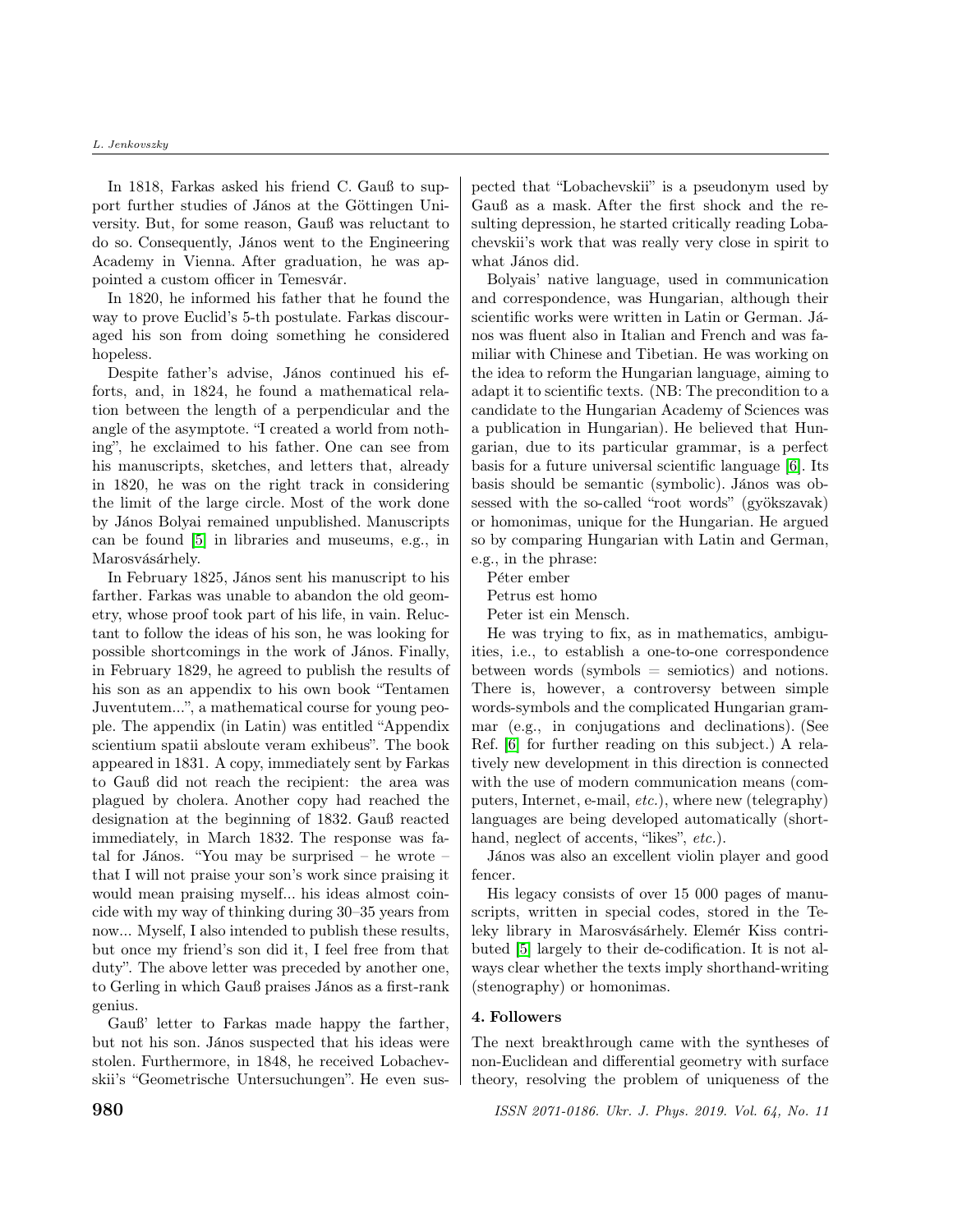In 1818, Farkas asked his friend C. Gauß to support further studies of János at the Göttingen University. But, for some reason, Gauß was reluctant to do so. Consequently, János went to the Engineering Academy in Vienna. After graduation, he was appointed a custom officer in Temesvár.

In 1820, he informed his father that he found the way to prove Euclid's 5-th postulate. Farkas discouraged his son from doing something he considered hopeless.

Despite father's advise, János continued his efforts, and, in 1824, he found a mathematical relation between the length of a perpendicular and the angle of the asymptote. "I created a world from nothing", he exclaimed to his father. One can see from his manuscripts, sketches, and letters that, already in 1820, he was on the right track in considering the limit of the large circle. Most of the work done by János Bolyai remained unpublished. Manuscripts can be found [5] in libraries and museums, e.g., in Marosvásárhely.

In February 1825, János sent his manuscript to his farther. Farkas was unable to abandon the old geometry, whose proof took part of his life, in vain. Reluctant to follow the ideas of his son, he was looking for possible shortcomings in the work of János. Finally, in February 1829, he agreed to publish the results of his son as an appendix to his own book "Tentamen Juventutem...", a mathematical course for young people. The appendix (in Latin) was entitled "Appendix scientium spatii absloute veram exhibeus". The book appeared in 1831. A copy, immediately sent by Farkas to Gauß did not reach the recipient: the area was plagued by cholera. Another copy had reached the designation at the beginning of 1832. Gauß reacted immediately, in March 1832. The response was fatal for János. "You may be surprised – he wrote – that I will not praise your son's work since praising it would mean praising myself... his ideas almost coincide with my way of thinking during 30–35 years from now... Myself, I also intended to publish these results, but once my friend's son did it, I feel free from that duty". The above letter was preceded by another one, to Gerling in which Gauß praises János as a first-rank genius.

Gauß' letter to Farkas made happy the farther, but not his son. János suspected that his ideas were stolen. Furthermore, in 1848, he received Lobachevskii's "Geometrische Untersuchungen". He even suspected that "Lobachevskii" is a pseudonym used by Gauß as a mask. After the first shock and the resulting depression, he started critically reading Lobachevskii's work that was really very close in spirit to what János did.

Bolyais' native language, used in communication and correspondence, was Hungarian, although their scientific works were written in Latin or German. János was fluent also in Italian and French and was familiar with Chinese and Tibetian. He was working on the idea to reform the Hungarian language, aiming to adapt it to scientific texts. (NB: The precondition to a candidate to the Hungarian Academy of Sciences was a publication in Hungarian). He believed that Hungarian, due to its particular grammar, is a perfect basis for a future universal scientific language [6]. Its basis should be semantic (symbolic). János was obsessed with the so-called "root words" (gyökszavak) or homonimas, unique for the Hungarian. He argued so by comparing Hungarian with Latin and German, e.g., in the phrase:

Péter ember

Petrus est homo

Peter ist ein Mensch.

He was trying to fix, as in mathematics, ambiguities, i.e., to establish a one-to-one correspondence between words (symbols = semiotics) and notions. There is, however, a controversy between simple words-symbols and the complicated Hungarian grammar (e.g., in conjugations and declinations). (See Ref. [6] for further reading on this subject.) A relatively new development in this direction is connected with the use of modern communication means (computers, Internet, e-mail, *etc.*), where new (telegraphy) languages are being developed automatically (shorthand, neglect of accents, "likes", *etc.*).

János was also an excellent violin player and good fencer.

His legacy consists of over 15 000 pages of manuscripts, written in special codes, stored in the Teleky library in Marosvásárhely. Elemér Kiss contributed [5] largely to their de-codification. It is not always clear whether the texts imply shorthand-writing (stenography) or homonimas.

### 4. Followers

The next breakthrough came with the syntheses of non-Euclidean and differential geometry with surface theory, resolving the problem of uniqueness of the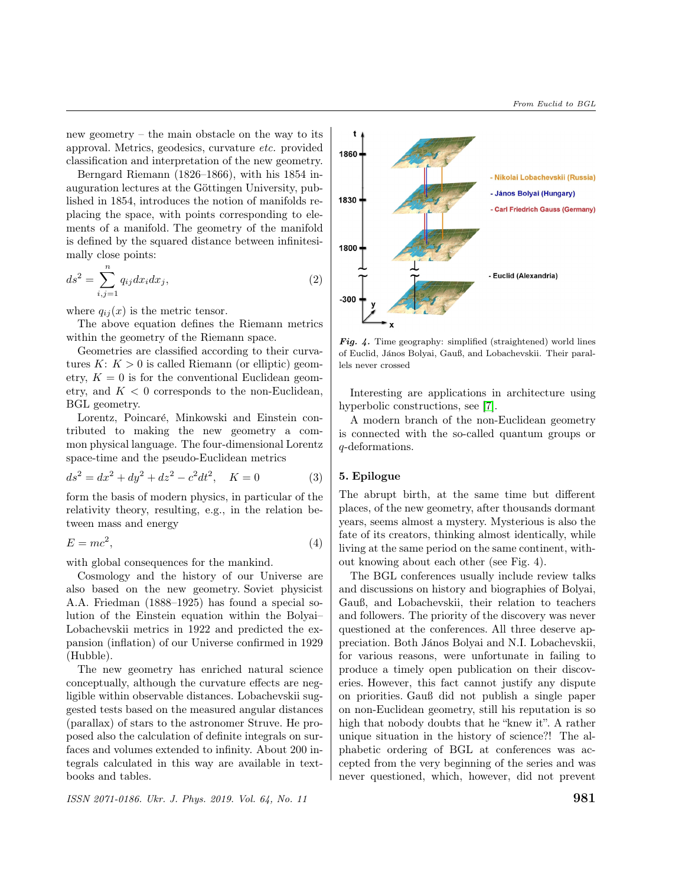new geometry – the main obstacle on the way to its approval. Metrics, geodesics, curvature *etc.* provided classification and interpretation of the new geometry.

Berngard Riemann (1826–1866), with his 1854 inauguration lectures at the Göttingen University, published in 1854, introduces the notion of manifolds replacing the space, with points corresponding to elements of a manifold. The geometry of the manifold is defined by the squared distance between infinitesimally close points:

$$ds^2 = \sum_{i,j=1}^{n} q_{ij} dx_i dx_j, \tag{2}$$

where $q_{ij}(x)$ is the metric tensor.

The above equation defines the Riemann metrics within the geometry of the Riemann space.

Geometries are classified according to their curvatures $K$: $K > 0$ is called Riemann (or elliptic) geometry, $K = 0$ is for the conventional Euclidean geometry, and $K < 0$ corresponds to the non-Euclidean, BGL geometry.

Lorentz, Poincaré, Minkowski and Einstein contributed to making the new geometry a common physical language. The four-dimensional Lorentz space-time and the pseudo-Euclidean metrics

$$ds^2 = dx^2 + dy^2 + dz^2 - c^2dt^2, \quad K = 0 \tag{3}$$

form the basis of modern physics, in particular of the relativity theory, resulting, e.g., in the relation between mass and energy

$$E = mc^2, \tag{4}$$

with global consequences for the mankind.

Cosmology and the history of our Universe are also based on the new geometry. Soviet physicist A.A. Friedman (1888–1925) has found a special solution of the Einstein equation within the Bolyai–Lobachevskii metrics in 1922 and predicted the expansion (inflation) of our Universe confirmed in 1929 (Hubble).

The new geometry has enriched natural science conceptually, although the curvature effects are negligible within observable distances. Lobachevskii suggested tests based on the measured angular distances (parallax) of stars to the astronomer Struve. He proposed also the calculation of definite integrals on surfaces and volumes extended to infinity. About 200 integrals calculated in this way are available in textbooks and tables.

*Fig. 4.* Time geography: simplified (straightened) world lines of Euclid, János Bolyai, Gauß, and Lobachevskii. Their parallels never crossed

Interesting are applications in architecture using hyperbolic constructions, see [7].

A modern branch of the non-Euclidean geometry is connected with the so-called quantum groups or $q$-deformations.

## 5. Epilogue

The abrupt birth, at the same time but different places, of the new geometry, after thousands dormant years, seems almost a mystery. Mysterious is also the fate of its creators, thinking almost identically, while living at the same period on the same continent, without knowing about each other (see Fig. 4).

The BGL conferences usually include review talks and discussions on history and biographies of Bolyai, Gauß, and Lobachevskii, their relation to teachers and followers. The priority of the discovery was never questioned at the conferences. All three deserve appreciation. Both János Bolyai and N.I. Lobachevskii, for various reasons, were unfortunate in failing to produce a timely open publication on their discoveries. However, this fact cannot justify any dispute on priorities. Gauß did not publish a single paper on non-Euclidean geometry, still his reputation is so high that nobody doubts that he "knew it". A rather unique situation in the history of science?! The alphabetic ordering of BGL at conferences was accepted from the very beginning of the series and was never questioned, which, however, did not prevent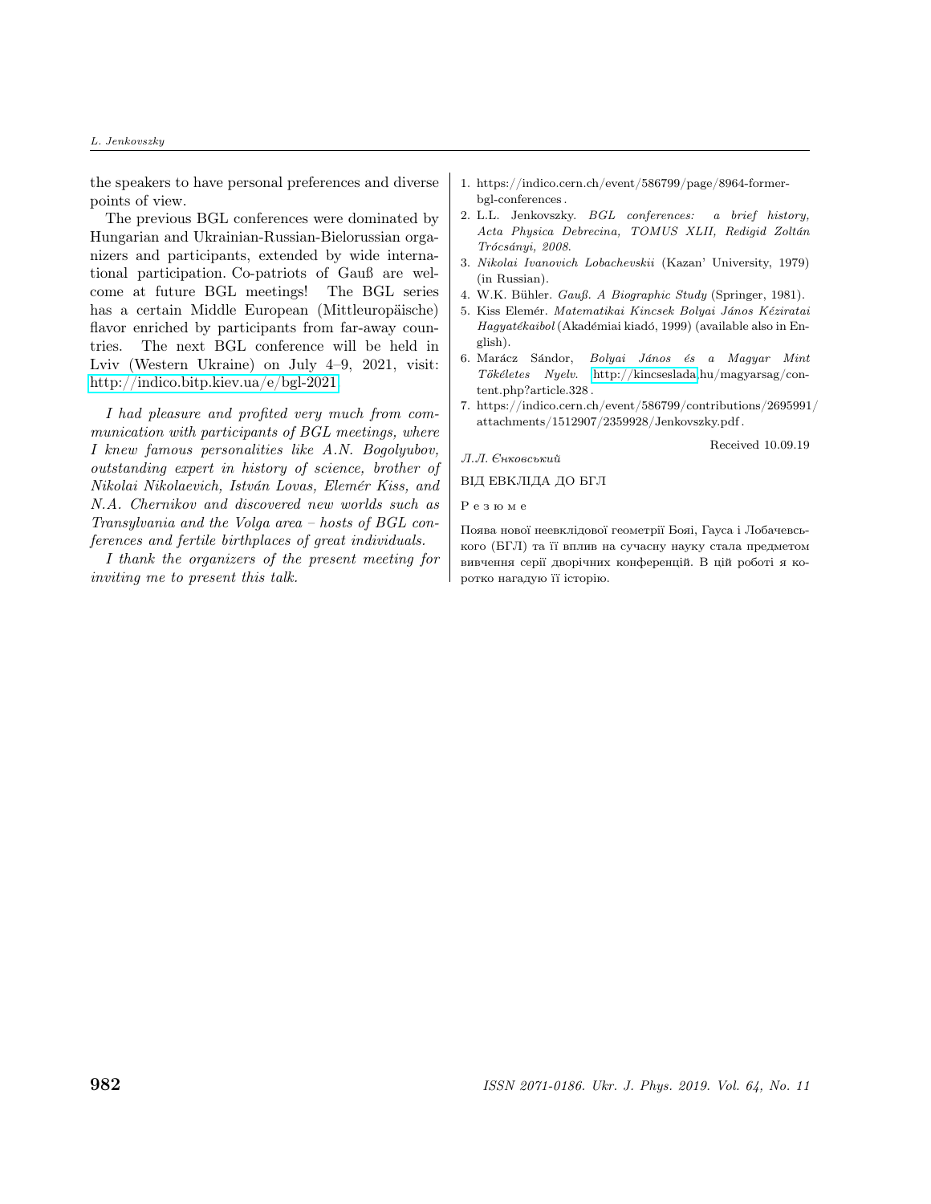the speakers to have personal preferences and diverse points of view.

The previous BGL conferences were dominated by Hungarian and Ukrainian-Russian-Bielorussian organizers and participants, extended by wide international participation. Co-patriots of Gauß are welcome at future BGL meetings! The BGL series has a certain Middle European (Mittleuropäische) flavor enriched by participants from far-away countries. The next BGL conference will be held in Lviv (Western Ukraine) on July 4–9, 2021, visit: http://indico.bitp.kiev.ua/e/bgl-2021

*I had pleasure and profited very much from communication with participants of BGL meetings, where I knew famous personalities like A.N. Bogolyubov, outstanding expert in history of science, brother of Nikolai Nikolaevich, István Lovas, Elemér Kiss, and N.A. Chernikov and discovered new worlds such as Transylvania and the Volga area – hosts of BGL conferences and fertile birthplaces of great individuals.*

*I thank the organizers of the present meeting for inviting me to present this talk.*

1. https://indico.cern.ch/event/586799/page/8964-former-bgl-conferences .
2. L.L. Jenkovszky. *BGL conferences: a brief history, Acta Physica Debrecina, TOMUS XLII, Redigid Zoltán Trócsányi, 2008.*
3. *Nikolai Ivanovich Lobachevskii* (Kazan' University, 1979) (in Russian).
4. W.K. Bühler. *Gauß. A Biographic Study* (Springer, 1981).
5. Kiss Elemér. *Matematikai Kincsek Bolyai János Kéziratai Hagyatékaibol* (Akadémiai kiadó, 1999) (available also in English).
6. Marácz Sándor, *Bolyai János és a Magyar Mint Tökéletes Nyelv.* http://kincseslada.hu/magyarsag/content.php?article.328 .
7. https://indico.cern.ch/event/586799/contributions/2695991/attachments/1512907/2359928/Jenkovszky.pdf .

Received 10.09.19

*Л.Л. Єнковський*

ВІД ЕВКЛІДА ДО БГЛ

Р е з ю м е

Поява нової неевклідової геометрії Бояі, Гауса і Лобачевського (БГЛ) та її вплив на сучасну науку стала предметом вивчення серії дворічних конференцій. В цій роботі я коротко нагадую її історію.